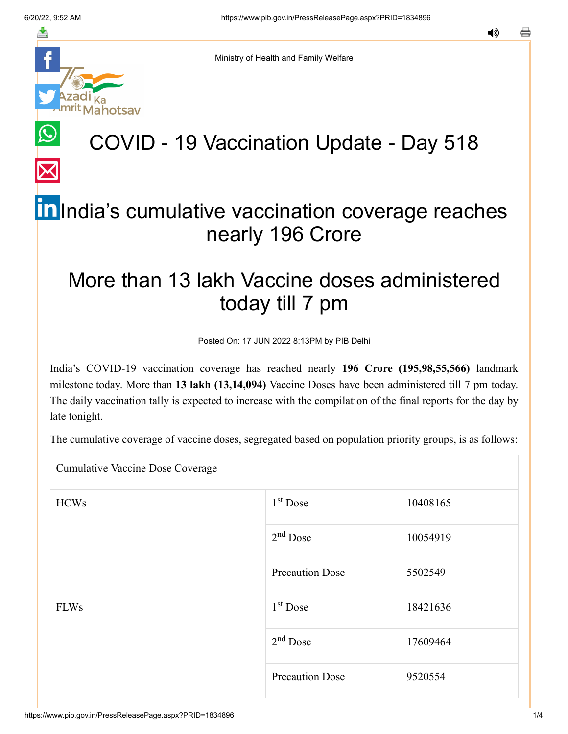Ministry of Health and Family Welfare

# COVID - 19 Vaccination Update - Day 518

## India's cumulative vaccination coverage reaches nearly 196 Crore

## More than 13 lakh Vaccine doses administered today till 7 pm

Posted On: 17 JUN 2022 8:13PM by PIB Delhi

India's COVID-19 vaccination coverage has reached nearly **196 Crore (195,98,55,566)** landmark milestone today. More than **13 lakh (13,14,094)** Vaccine Doses have been administered till 7 pm today. The daily vaccination tally is expected to increase with the compilation of the final reports for the day by late tonight.

The cumulative coverage of vaccine doses, segregated based on population priority groups, is as follows:

| Cumulative Vaccine Dose Coverage | | |
|---|---|---|
| HCWs | 1st Dose | 10408165 |
| | 2nd Dose | 10054919 |
| | Precaution Dose | 5502549 |
| FLWs | 1st Dose | 18421636 |
| | 2nd Dose | 17609464 |
| | Precaution Dose | 9520554 |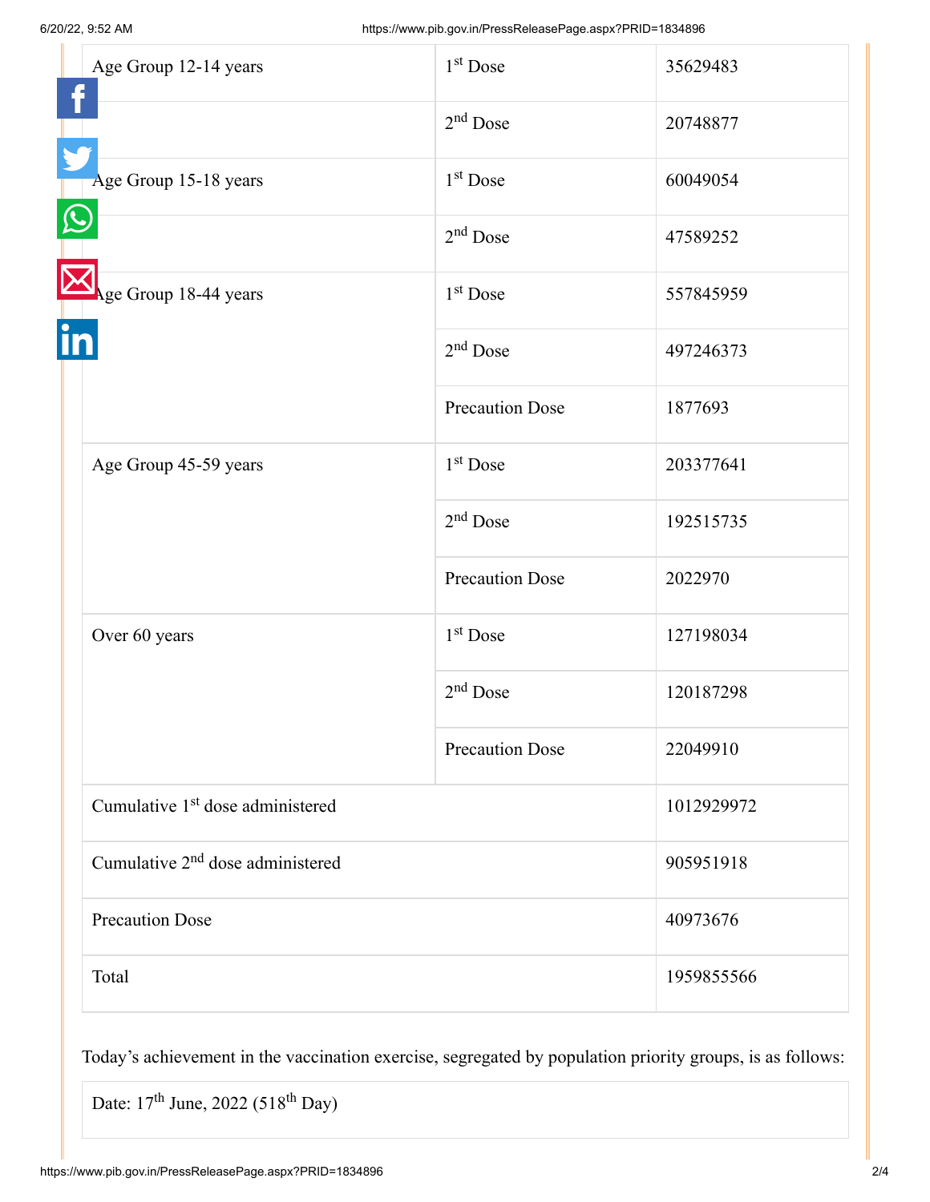| Age Group 12-14 years | 1st Dose | 35629483 |
|---|---|---|
| | 2nd Dose | 20748877 |
| Age Group 15-18 years | 1st Dose | 60049054 |
| | 2nd Dose | 47589252 |
| Age Group 18-44 years | 1st Dose | 557845959 |
| | 2nd Dose | 497246373 |
| | Precaution Dose | 1877693 |
| Age Group 45-59 years | 1st Dose | 203377641 |
| | 2nd Dose | 192515735 |
| | Precaution Dose | 2022970 |
| Over 60 years | 1st Dose | 127198034 |
| | 2nd Dose | 120187298 |
| | Precaution Dose | 22049910 |
| Cumulative 1st dose administered | | 1012929972 |
| Cumulative 2nd dose administered | | 905951918 |
| Precaution Dose | | 40973676 |
| Total | | 1959855566 |

Today's achievement in the vaccination exercise, segregated by population priority groups, is as follows:

| Date: 17th June, 2022 (518th Day) |
|---|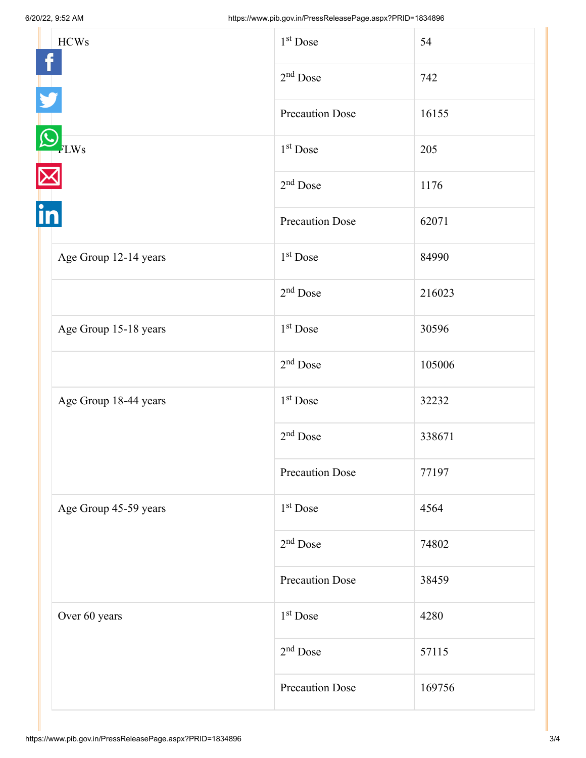| | | |
|---|---|---|
| HCWs | 1st Dose | 54 |
| | 2nd Dose | 742 |
| | Precaution Dose | 16155 |
| FLWs | 1st Dose | 205 |
| | 2nd Dose | 1176 |
| | Precaution Dose | 62071 |
| Age Group 12-14 years | 1st Dose | 84990 |
| | 2nd Dose | 216023 |
| Age Group 15-18 years | 1st Dose | 30596 |
| | 2nd Dose | 105006 |
| Age Group 18-44 years | 1st Dose | 32232 |
| | 2nd Dose | 338671 |
| | Precaution Dose | 77197 |
| Age Group 45-59 years | 1st Dose | 4564 |
| | 2nd Dose | 74802 |
| | Precaution Dose | 38459 |
| Over 60 years | 1st Dose | 4280 |
| | 2nd Dose | 57115 |
| | Precaution Dose | 169756 |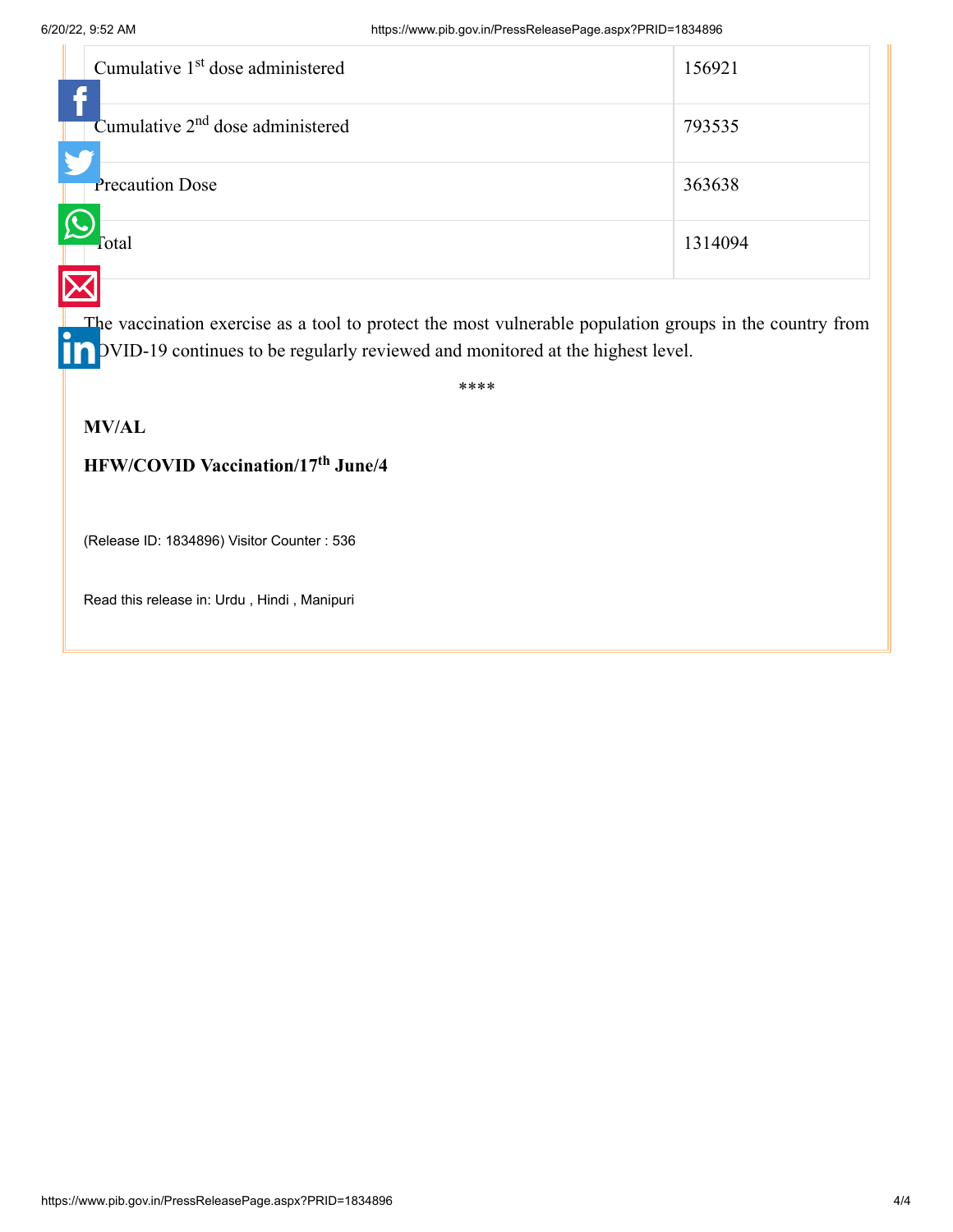| | |
|---|---|
| Cumulative 1st dose administered | 156921 |
| Cumulative 2nd dose administered | 793535 |
| Precaution Dose | 363638 |
| Total | 1314094 |

The vaccination exercise as a tool to protect the most vulnerable population groups in the country from COVID-19 continues to be regularly reviewed and monitored at the highest level.

****

**MV/AL**

**HFW/COVID Vaccination/17th June/4**

(Release ID: 1834896) Visitor Counter : 536

Read this release in: Urdu , Hindi , Manipuri